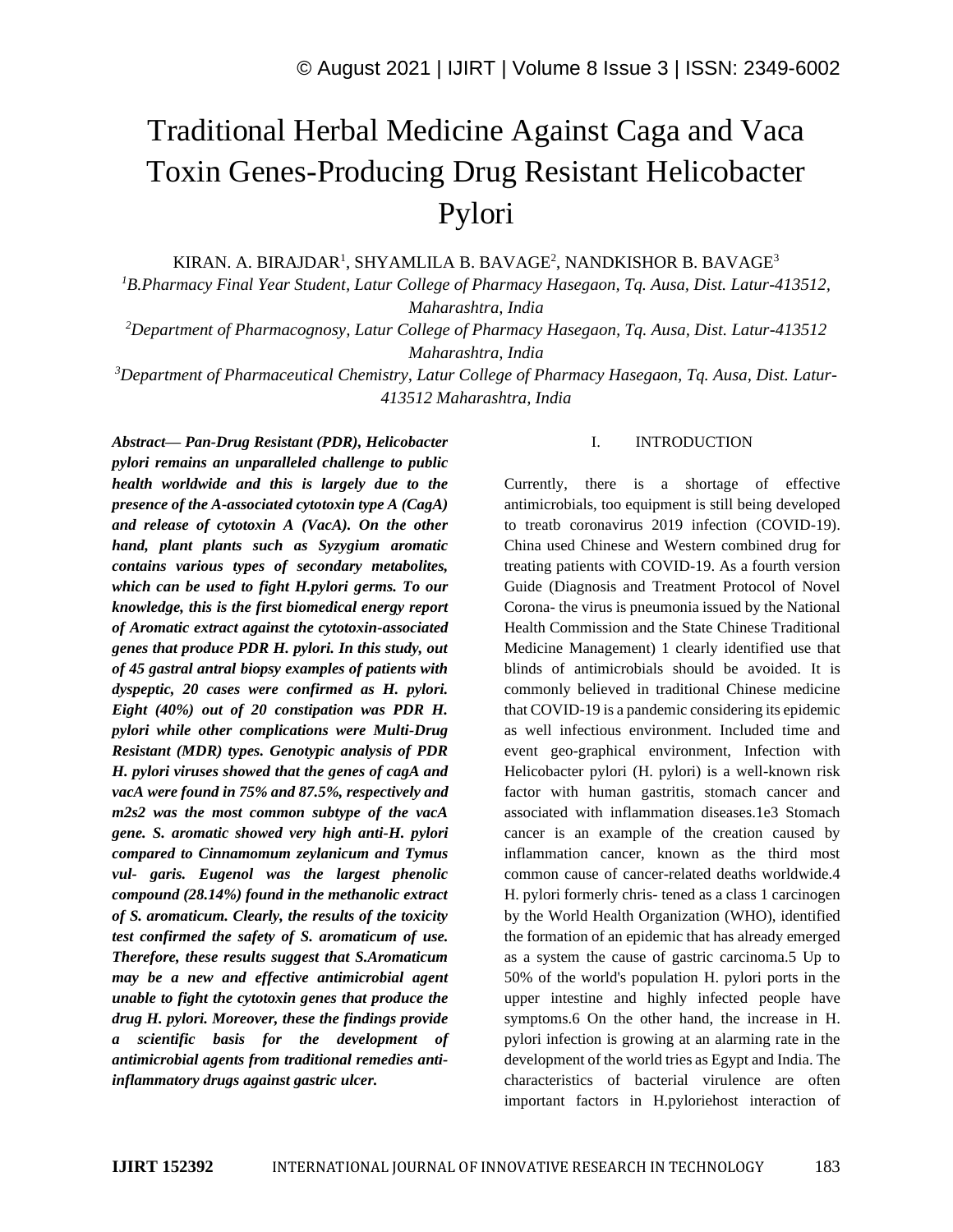# Traditional Herbal Medicine Against Caga and Vaca Toxin Genes-Producing Drug Resistant Helicobacter Pylori

KIRAN. A. BIRAJDAR[1], SHYAMLILA B. BAVAGE[2], NANDKISHOR B. BAVAGE[3]

[1]*B.Pharmacy Final Year Student, Latur College of Pharmacy Hasegaon, Tq. Ausa, Dist. Latur-413512, Maharashtra, India*

[2]*Department of Pharmacognosy, Latur College of Pharmacy Hasegaon, Tq. Ausa, Dist. Latur-413512 Maharashtra, India*

[3]*Department of Pharmaceutical Chemistry, Latur College of Pharmacy Hasegaon, Tq. Ausa, Dist. Latur-413512 Maharashtra, India*

***Abstract— Pan-Drug Resistant (PDR), Helicobacter pylori remains an unparalleled challenge to public health worldwide and this is largely due to the presence of the A-associated cytotoxin type A (CagA) and release of cytotoxin A (VacA). On the other hand, plant plants such as Syzygium aromatic contains various types of secondary metabolites, which can be used to fight H.pylori germs. To our knowledge, this is the first biomedical energy report of Aromatic extract against the cytotoxin-associated genes that produce PDR H. pylori. In this study, out of 45 gastral antral biopsy examples of patients with dyspeptic, 20 cases were confirmed as H. pylori. Eight (40%) out of 20 constipation was PDR H. pylori while other complications were Multi-Drug Resistant (MDR) types. Genotypic analysis of PDR H. pylori viruses showed that the genes of cagA and vacA were found in 75% and 87.5%, respectively and m2s2 was the most common subtype of the vacA gene. S. aromatic showed very high anti-H. pylori compared to Cinnamomum zeylanicum and Tymus vul- garis. Eugenol was the largest phenolic compound (28.14%) found in the methanolic extract of S. aromaticum. Clearly, the results of the toxicity test confirmed the safety of S. aromaticum of use. Therefore, these results suggest that S.Aromaticum may be a new and effective antimicrobial agent unable to fight the cytotoxin genes that produce the drug H. pylori. Moreover, these the findings provide a scientific basis for the development of antimicrobial agents from traditional remedies anti-inflammatory drugs against gastric ulcer.***

## I. INTRODUCTION

Currently, there is a shortage of effective antimicrobials, too equipment is still being developed to treatb coronavirus 2019 infection (COVID-19). China used Chinese and Western combined drug for treating patients with COVID-19. As a fourth version Guide (Diagnosis and Treatment Protocol of Novel Corona- the virus is pneumonia issued by the National Health Commission and the State Chinese Traditional Medicine Management) 1 clearly identified use that blinds of antimicrobials should be avoided. It is commonly believed in traditional Chinese medicine that COVID-19 is a pandemic considering its epidemic as well infectious environment. Included time and event geo-graphical environment, Infection with Helicobacter pylori (H. pylori) is a well-known risk factor with human gastritis, stomach cancer and associated with inflammation diseases.1e3 Stomach cancer is an example of the creation caused by inflammation cancer, known as the third most common cause of cancer-related deaths worldwide.4 H. pylori formerly chris- tened as a class 1 carcinogen by the World Health Organization (WHO), identified the formation of an epidemic that has already emerged as a system the cause of gastric carcinoma.5 Up to 50% of the world's population H. pylori ports in the upper intestine and highly infected people have symptoms.6 On the other hand, the increase in H. pylori infection is growing at an alarming rate in the development of the world tries as Egypt and India. The characteristics of bacterial virulence are often important factors in H.pyloriehost interaction of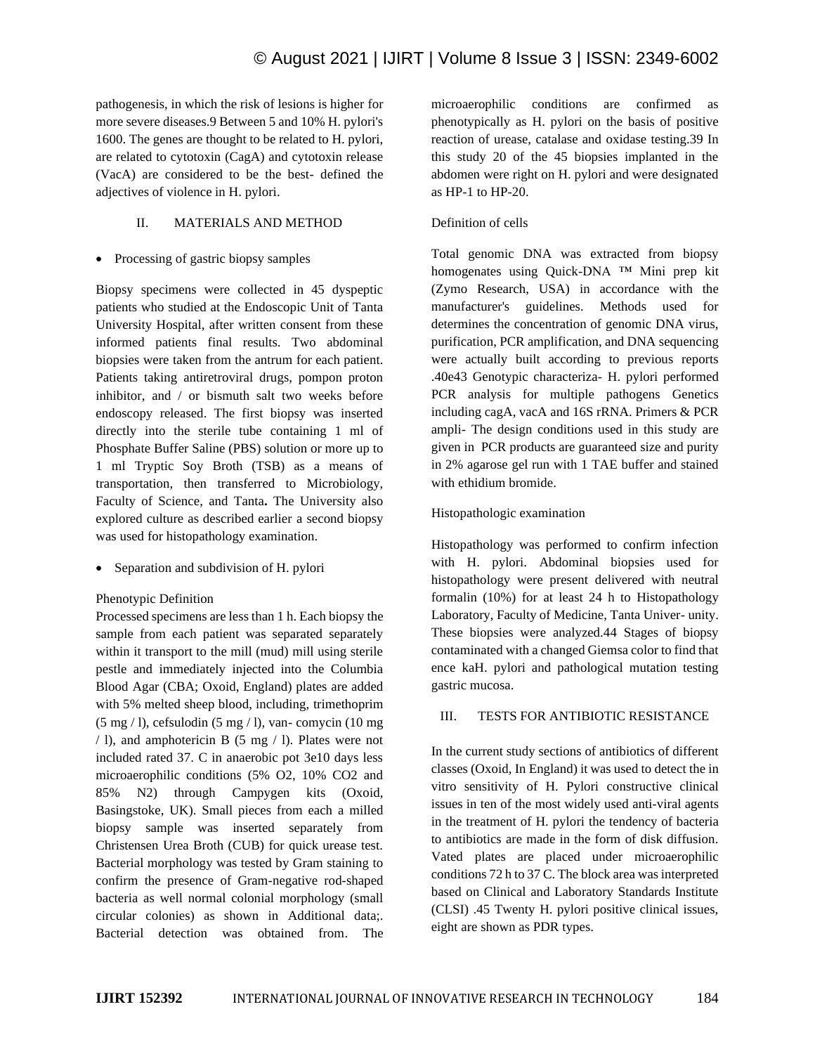pathogenesis, in which the risk of lesions is higher for more severe diseases.9 Between 5 and 10% H. pylori's 1600. The genes are thought to be related to H. pylori, are related to cytotoxin (CagA) and cytotoxin release (VacA) are considered to be the best- defined the adjectives of violence in H. pylori.

## II. MATERIALS AND METHOD

- Processing of gastric biopsy samples

Biopsy specimens were collected in 45 dyspeptic patients who studied at the Endoscopic Unit of Tanta University Hospital, after written consent from these informed patients final results. Two abdominal biopsies were taken from the antrum for each patient. Patients taking antiretroviral drugs, pompon proton inhibitor, and / or bismuth salt two weeks before endoscopy released. The first biopsy was inserted directly into the sterile tube containing 1 ml of Phosphate Buffer Saline (PBS) solution or more up to 1 ml Tryptic Soy Broth (TSB) as a means of transportation, then transferred to Microbiology, Faculty of Science, and Tanta**.** The University also explored culture as described earlier a second biopsy was used for histopathology examination.

- Separation and subdivision of H. pylori

Phenotypic Definition

Processed specimens are less than 1 h. Each biopsy the sample from each patient was separated separately within it transport to the mill (mud) mill using sterile pestle and immediately injected into the Columbia Blood Agar (CBA; Oxoid, England) plates are added with 5% melted sheep blood, including, trimethoprim (5 mg / l), cefsulodin (5 mg / l), van- comycin (10 mg / l), and amphotericin B (5 mg / l). Plates were not included rated 37. C in anaerobic pot 3e10 days less microaerophilic conditions (5% $O_2$, 10% $CO_2$ and 85% $N_2$) through Campygen kits (Oxoid, Basingstoke, UK). Small pieces from each a milled biopsy sample was inserted separately from Christensen Urea Broth (CUB) for quick urease test. Bacterial morphology was tested by Gram staining to confirm the presence of Gram-negative rod-shaped bacteria as well normal colonial morphology (small circular colonies) as shown in Additional data;. Bacterial detection was obtained from. The microaerophilic conditions are confirmed as phenotypically as H. pylori on the basis of positive reaction of urease, catalase and oxidase testing.39 In this study 20 of the 45 biopsies implanted in the abdomen were right on H. pylori and were designated as HP-1 to HP-20.

Definition of cells

Total genomic DNA was extracted from biopsy homogenates using Quick-DNA ™ Mini prep kit (Zymo Research, USA) in accordance with the manufacturer's guidelines. Methods used for determines the concentration of genomic DNA virus, purification, PCR amplification, and DNA sequencing were actually built according to previous reports .40e43 Genotypic characteriza- H. pylori performed PCR analysis for multiple pathogens Genetics including cagA, vacA and 16S rRNA. Primers & PCR ampli- The design conditions used in this study are given in PCR products are guaranteed size and purity in 2% agarose gel run with 1 TAE buffer and stained with ethidium bromide.

Histopathologic examination

Histopathology was performed to confirm infection with H. pylori. Abdominal biopsies used for histopathology were present delivered with neutral formalin (10%) for at least 24 h to Histopathology Laboratory, Faculty of Medicine, Tanta Univer- unity. These biopsies were analyzed.44 Stages of biopsy contaminated with a changed Giemsa color to find that ence kaH. pylori and pathological mutation testing gastric mucosa.

## III. TESTS FOR ANTIBIOTIC RESISTANCE

In the current study sections of antibiotics of different classes (Oxoid, In England) it was used to detect the in vitro sensitivity of H. Pylori constructive clinical issues in ten of the most widely used anti-viral agents in the treatment of H. pylori the tendency of bacteria to antibiotics are made in the form of disk diffusion. Vated plates are placed under microaerophilic conditions 72 h to 37 C. The block area was interpreted based on Clinical and Laboratory Standards Institute (CLSI) .45 Twenty H. pylori positive clinical issues, eight are shown as PDR types.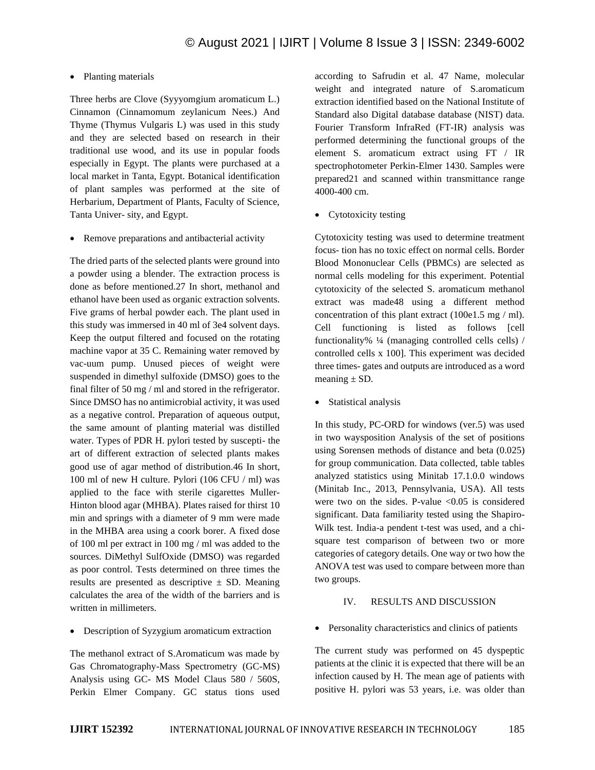- Planting materials

Three herbs are Clove (Syyyomgium aromaticum L.) Cinnamon (Cinnamomum zeylanicum Nees.) And Thyme (Thymus Vulgaris L) was used in this study and they are selected based on research in their traditional use wood, and its use in popular foods especially in Egypt. The plants were purchased at a local market in Tanta, Egypt. Botanical identification of plant samples was performed at the site of Herbarium, Department of Plants, Faculty of Science, Tanta Univer- sity, and Egypt.

- Remove preparations and antibacterial activity

The dried parts of the selected plants were ground into a powder using a blender. The extraction process is done as before mentioned.27 In short, methanol and ethanol have been used as organic extraction solvents. Five grams of herbal powder each. The plant used in this study was immersed in 40 ml of 3e4 solvent days. Keep the output filtered and focused on the rotating machine vapor at 35 C. Remaining water removed by vac-uum pump. Unused pieces of weight were suspended in dimethyl sulfoxide (DMSO) goes to the final filter of 50 mg / ml and stored in the refrigerator. Since DMSO has no antimicrobial activity, it was used as a negative control. Preparation of aqueous output, the same amount of planting material was distilled water. Types of PDR H. pylori tested by suscepti- the art of different extraction of selected plants makes good use of agar method of distribution.46 In short, 100 ml of new H culture. Pylori (106 CFU / ml) was applied to the face with sterile cigarettes Muller-Hinton blood agar (MHBA). Plates raised for thirst 10 min and springs with a diameter of 9 mm were made in the MHBA area using a coork borer. A fixed dose of 100 ml per extract in 100 mg / ml was added to the sources. DiMethyl SulfOxide (DMSO) was regarded as poor control. Tests determined on three times the results are presented as descriptive ± SD. Meaning calculates the area of the width of the barriers and is written in millimeters.

- Description of Syzygium aromaticum extraction

The methanol extract of S.Aromaticum was made by Gas Chromatography-Mass Spectrometry (GC-MS) Analysis using GC- MS Model Claus 580 / 560S, Perkin Elmer Company. GC status tions used according to Safrudin et al. 47 Name, molecular weight and integrated nature of S.aromaticum extraction identified based on the National Institute of Standard also Digital database database (NIST) data. Fourier Transform InfraRed (FT-IR) analysis was performed determining the functional groups of the element S. aromaticum extract using FT / IR spectrophotometer Perkin-Elmer 1430. Samples were prepared21 and scanned within transmittance range 4000-400 cm.

- Cytotoxicity testing

Cytotoxicity testing was used to determine treatment focus- tion has no toxic effect on normal cells. Border Blood Mononuclear Cells (PBMCs) are selected as normal cells modeling for this experiment. Potential cytotoxicity of the selected S. aromaticum methanol extract was made48 using a different method concentration of this plant extract (100e1.5 mg / ml). Cell functioning is listed as follows [cell functionality% ¼ (managing controlled cells cells) / controlled cells x 100]. This experiment was decided three times- gates and outputs are introduced as a word meaning ± SD.

- Statistical analysis

In this study, PC-ORD for windows (ver.5) was used in two waysposition Analysis of the set of positions using Sorensen methods of distance and beta (0.025) for group communication. Data collected, table tables analyzed statistics using Minitab 17.1.0.0 windows (Minitab Inc., 2013, Pennsylvania, USA). All tests were two on the sides. P-value <0.05 is considered significant. Data familiarity tested using the Shapiro-Wilk test. India-a pendent t-test was used, and a chi-square test comparison of between two or more categories of category details. One way or two how the ANOVA test was used to compare between more than two groups.

## IV. RESULTS AND DISCUSSION

- Personality characteristics and clinics of patients

The current study was performed on 45 dyspeptic patients at the clinic it is expected that there will be an infection caused by H. The mean age of patients with positive H. pylori was 53 years, i.e. was older than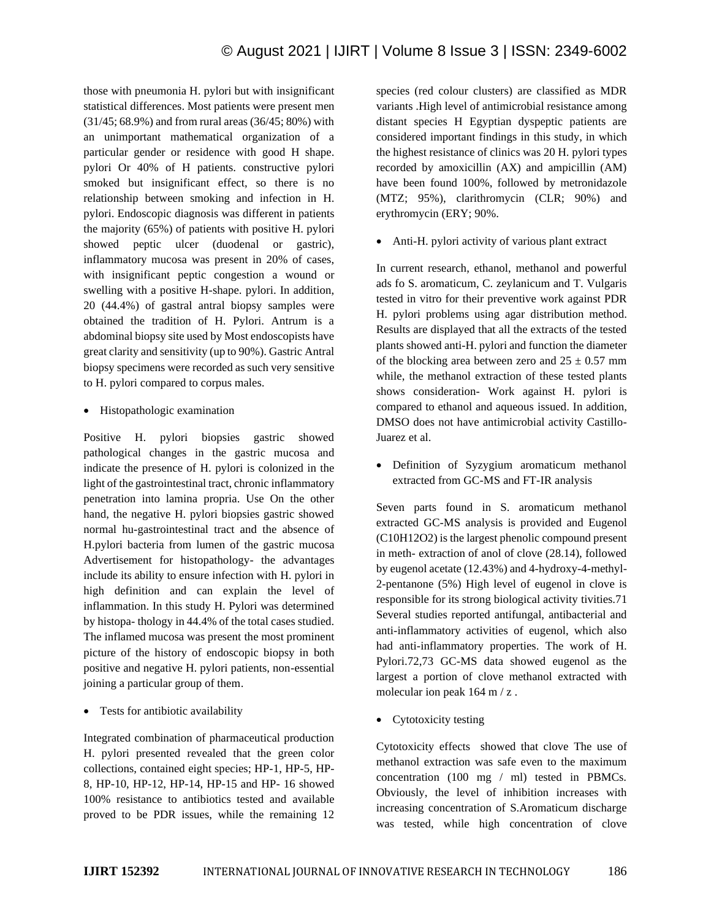those with pneumonia H. pylori but with insignificant statistical differences. Most patients were present men (31/45; 68.9%) and from rural areas (36/45; 80%) with an unimportant mathematical organization of a particular gender or residence with good H shape. pylori Or 40% of H patients. constructive pylori smoked but insignificant effect, so there is no relationship between smoking and infection in H. pylori. Endoscopic diagnosis was different in patients the majority (65%) of patients with positive H. pylori showed peptic ulcer (duodenal or gastric), inflammatory mucosa was present in 20% of cases, with insignificant peptic congestion a wound or swelling with a positive H-shape. pylori. In addition, 20 (44.4%) of gastral antral biopsy samples were obtained the tradition of H. Pylori. Antrum is a abdominal biopsy site used by Most endoscopists have great clarity and sensitivity (up to 90%). Gastric Antral biopsy specimens were recorded as such very sensitive to H. pylori compared to corpus males.

- Histopathologic examination

Positive H. pylori biopsies gastric showed pathological changes in the gastric mucosa and indicate the presence of H. pylori is colonized in the light of the gastrointestinal tract, chronic inflammatory penetration into lamina propria. Use On the other hand, the negative H. pylori biopsies gastric showed normal hu-gastrointestinal tract and the absence of H.pylori bacteria from lumen of the gastric mucosa Advertisement for histopathology- the advantages include its ability to ensure infection with H. pylori in high definition and can explain the level of inflammation. In this study H. Pylori was determined by histopa- thology in 44.4% of the total cases studied. The inflamed mucosa was present the most prominent picture of the history of endoscopic biopsy in both positive and negative H. pylori patients, non-essential joining a particular group of them.

- Tests for antibiotic availability

Integrated combination of pharmaceutical production H. pylori presented revealed that the green color collections, contained eight species; HP-1, HP-5, HP-8, HP-10, HP-12, HP-14, HP-15 and HP- 16 showed 100% resistance to antibiotics tested and available proved to be PDR issues, while the remaining 12 species (red colour clusters) are classified as MDR variants .High level of antimicrobial resistance among distant species H Egyptian dyspeptic patients are considered important findings in this study, in which the highest resistance of clinics was 20 H. pylori types recorded by amoxicillin (AX) and ampicillin (AM) have been found 100%, followed by metronidazole (MTZ; 95%), clarithromycin (CLR; 90%) and erythromycin (ERY; 90%.

- Anti-H. pylori activity of various plant extract

In current research, ethanol, methanol and powerful ads fo S. aromaticum, C. zeylanicum and T. Vulgaris tested in vitro for their preventive work against PDR H. pylori problems using agar distribution method. Results are displayed that all the extracts of the tested plants showed anti-H. pylori and function the diameter of the blocking area between zero and $25 \pm 0.57$ mm while, the methanol extraction of these tested plants shows consideration- Work against H. pylori is compared to ethanol and aqueous issued. In addition, DMSO does not have antimicrobial activity Castillo-Juarez et al.

- Definition of Syzygium aromaticum methanol extracted from GC-MS and FT-IR analysis

Seven parts found in S. aromaticum methanol extracted GC-MS analysis is provided and Eugenol ($C_{10}H_{12}O_2$) is the largest phenolic compound present in meth- extraction of anol of clove (28.14), followed by eugenol acetate (12.43%) and 4-hydroxy-4-methyl-2-pentanone (5%) High level of eugenol in clove is responsible for its strong biological activity tivities.71 Several studies reported antifungal, antibacterial and anti-inflammatory activities of eugenol, which also had anti-inflammatory properties. The work of H. Pylori.72,73 GC-MS data showed eugenol as the largest a portion of clove methanol extracted with molecular ion peak 164 m / z .

- Cytotoxicity testing

Cytotoxicity effects showed that clove The use of methanol extraction was safe even to the maximum concentration (100 mg / ml) tested in PBMCs. Obviously, the level of inhibition increases with increasing concentration of S.Aromaticum discharge was tested, while high concentration of clove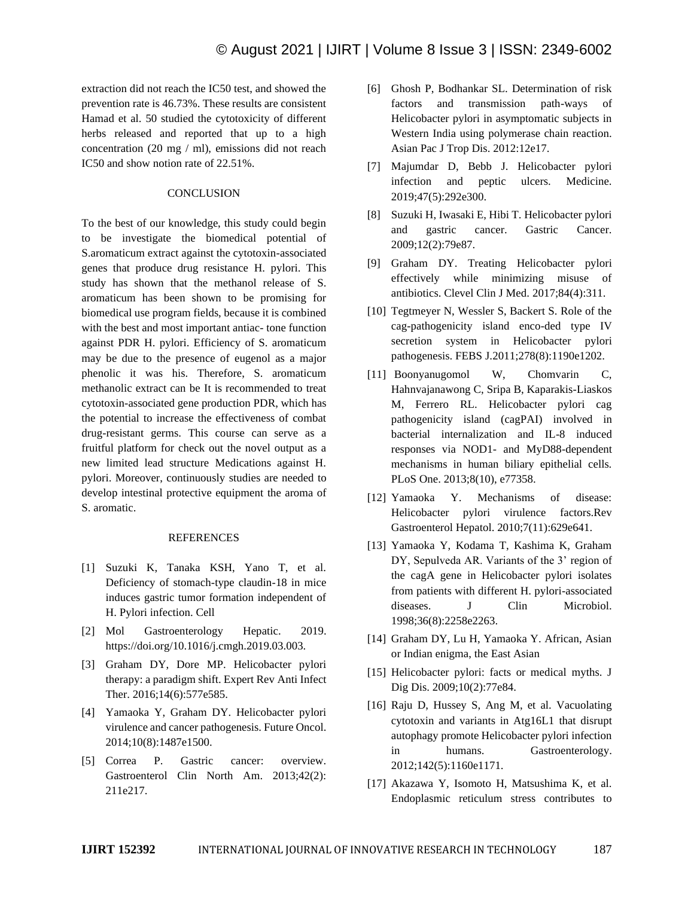extraction did not reach the IC50 test, and showed the prevention rate is 46.73%. These results are consistent Hamad et al. 50 studied the cytotoxicity of different herbs released and reported that up to a high concentration (20 mg / ml), emissions did not reach IC50 and show notion rate of 22.51%.

## CONCLUSION

To the best of our knowledge, this study could begin to be investigate the biomedical potential of S.aromaticum extract against the cytotoxin-associated genes that produce drug resistance H. pylori. This study has shown that the methanol release of S. aromaticum has been shown to be promising for biomedical use program fields, because it is combined with the best and most important antiac- tone function against PDR H. pylori. Efficiency of S. aromaticum may be due to the presence of eugenol as a major phenolic it was his. Therefore, S. aromaticum methanolic extract can be It is recommended to treat cytotoxin-associated gene production PDR, which has the potential to increase the effectiveness of combat drug-resistant germs. This course can serve as a fruitful platform for check out the novel output as a new limited lead structure Medications against H. pylori. Moreover, continuously studies are needed to develop intestinal protective equipment the aroma of S. aromatic.

## REFERENCES

[1] Suzuki K, Tanaka KSH, Yano T, et al. Deficiency of stomach-type claudin-18 in mice induces gastric tumor formation independent of H. Pylori infection. Cell

[2] Mol Gastroenterology Hepatic. 2019. https://doi.org/10.1016/j.cmgh.2019.03.003.

[3] Graham DY, Dore MP. Helicobacter pylori therapy: a paradigm shift. Expert Rev Anti Infect Ther. 2016;14(6):577e585.

[4] Yamaoka Y, Graham DY. Helicobacter pylori virulence and cancer pathogenesis. Future Oncol. 2014;10(8):1487e1500.

[5] Correa P. Gastric cancer: overview. Gastroenterol Clin North Am. 2013;42(2): 211e217.

[6] Ghosh P, Bodhankar SL. Determination of risk factors and transmission path-ways of Helicobacter pylori in asymptomatic subjects in Western India using polymerase chain reaction. Asian Pac J Trop Dis. 2012:12e17.

[7] Majumdar D, Bebb J. Helicobacter pylori infection and peptic ulcers. Medicine. 2019;47(5):292e300.

[8] Suzuki H, Iwasaki E, Hibi T. Helicobacter pylori and gastric cancer. Gastric Cancer. 2009;12(2):79e87.

[9] Graham DY. Treating Helicobacter pylori effectively while minimizing misuse of antibiotics. Clevel Clin J Med. 2017;84(4):311.

[10] Tegtmeyer N, Wessler S, Backert S. Role of the cag-pathogenicity island enco-ded type IV secretion system in Helicobacter pylori pathogenesis. FEBS J.2011;278(8):1190e1202.

[11] Boonyanugomol W, Chomvarin C, Hahnvajanawong C, Sripa B, Kaparakis-Liaskos M, Ferrero RL. Helicobacter pylori cag pathogenicity island (cagPAI) involved in bacterial internalization and IL-8 induced responses via NOD1- and MyD88-dependent mechanisms in human biliary epithelial cells. PLoS One. 2013;8(10), e77358.

[12] Yamaoka Y. Mechanisms of disease: Helicobacter pylori virulence factors.Rev Gastroenterol Hepatol. 2010;7(11):629e641.

[13] Yamaoka Y, Kodama T, Kashima K, Graham DY, Sepulveda AR. Variants of the 3' region of the cagA gene in Helicobacter pylori isolates from patients with different H. pylori-associated diseases. J Clin Microbiol. 1998;36(8):2258e2263.

[14] Graham DY, Lu H, Yamaoka Y. African, Asian or Indian enigma, the East Asian

[15] Helicobacter pylori: facts or medical myths. J Dig Dis. 2009;10(2):77e84.

[16] Raju D, Hussey S, Ang M, et al. Vacuolating cytotoxin and variants in Atg16L1 that disrupt autophagy promote Helicobacter pylori infection in humans. Gastroenterology. 2012;142(5):1160e1171.

[17] Akazawa Y, Isomoto H, Matsushima K, et al. Endoplasmic reticulum stress contributes to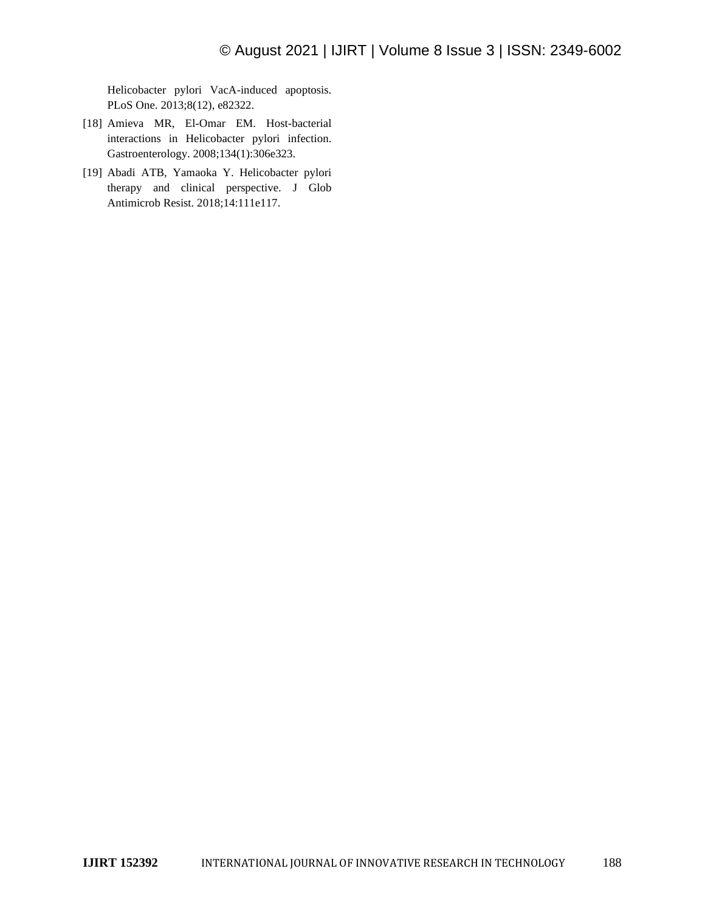Helicobacter pylori VacA-induced apoptosis. PLoS One. 2013;8(12), e82322.

[18] Amieva MR, El-Omar EM. Host-bacterial interactions in Helicobacter pylori infection. Gastroenterology. 2008;134(1):306e323.

[19] Abadi ATB, Yamaoka Y. Helicobacter pylori therapy and clinical perspective. J Glob Antimicrob Resist. 2018;14:111e117.